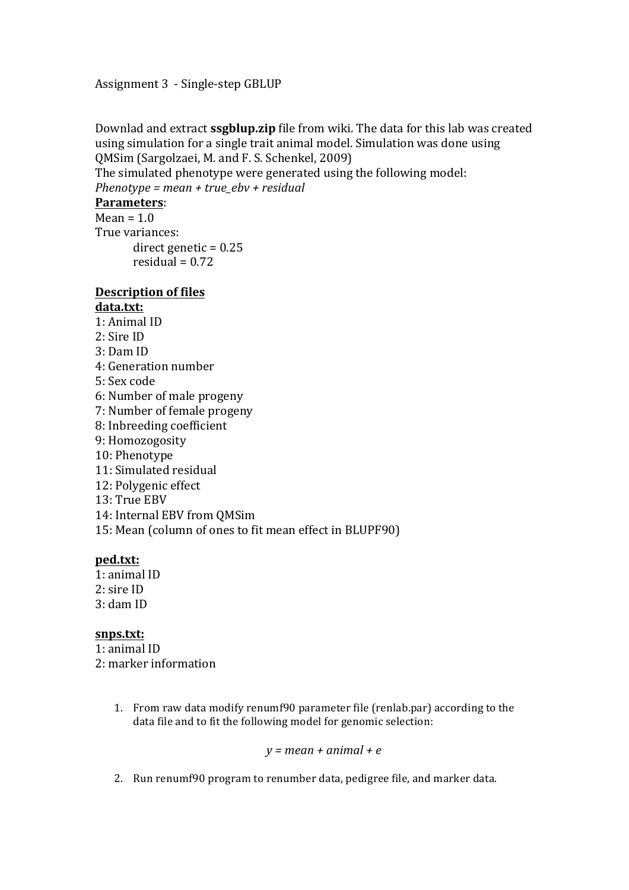Assignment 3 - Single-step GBLUP

Downlad and extract **ssgblup.zip** file from wiki. The data for this lab was created using simulation for a single trait animal model. Simulation was done using QMSim (Sargolzaei, M. and F. S. Schenkel, 2009)
The simulated phenotype were generated using the following model:
*Phenotype = mean + true_ebv + residual*

**Parameters**:
Mean = 1.0
True variances:

- direct genetic = 0.25
- residual = 0.72

**Description of files**

**data.txt:**

1: Animal ID
2: Sire ID
3: Dam ID
4: Generation number
5: Sex code
6: Number of male progeny
7: Number of female progeny
8: Inbreeding coefficient
9: Homozogosity
10: Phenotype
11: Simulated residual
12: Polygenic effect
13: True EBV
14: Internal EBV from QMSim
15: Mean (column of ones to fit mean effect in BLUPF90)

**ped.txt:**

1: animal ID
2: sire ID
3: dam ID

**snps.txt:**

1: animal ID
2: marker information

1. From raw data modify renumf90 parameter file (renlab.par) according to the data file and to fit the following model for genomic selection:

   $$y = mean + animal + e$$

2. Run renumf90 program to renumber data, pedigree file, and marker data.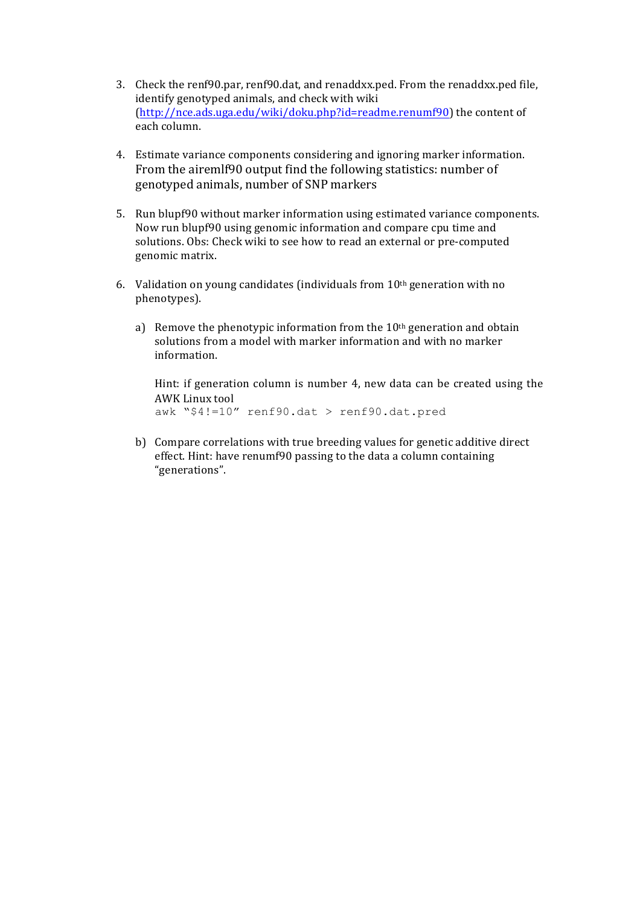3. Check the renf90.par, renf90.dat, and renaddxx.ped. From the renaddxx.ped file, identify genotyped animals, and check with wiki (http://nce.ads.uga.edu/wiki/doku.php?id=readme.renumf90) the content of each column.

4. Estimate variance components considering and ignoring marker information. From the airemlf90 output find the following statistics: number of genotyped animals, number of SNP markers

5. Run blupf90 without marker information using estimated variance components. Now run blupf90 using genomic information and compare cpu time and solutions. Obs: Check wiki to see how to read an external or pre-computed genomic matrix.

6. Validation on young candidates (individuals from 10th generation with no phenotypes).

   a) Remove the phenotypic information from the 10th generation and obtain solutions from a model with marker information and with no marker information.

      Hint: if generation column is number 4, new data can be created using the AWK Linux tool

      ```
      awk "$4!=10" renf90.dat > renf90.dat.pred
      ```

   b) Compare correlations with true breeding values for genetic additive direct effect. Hint: have renumf90 passing to the data a column containing "generations".